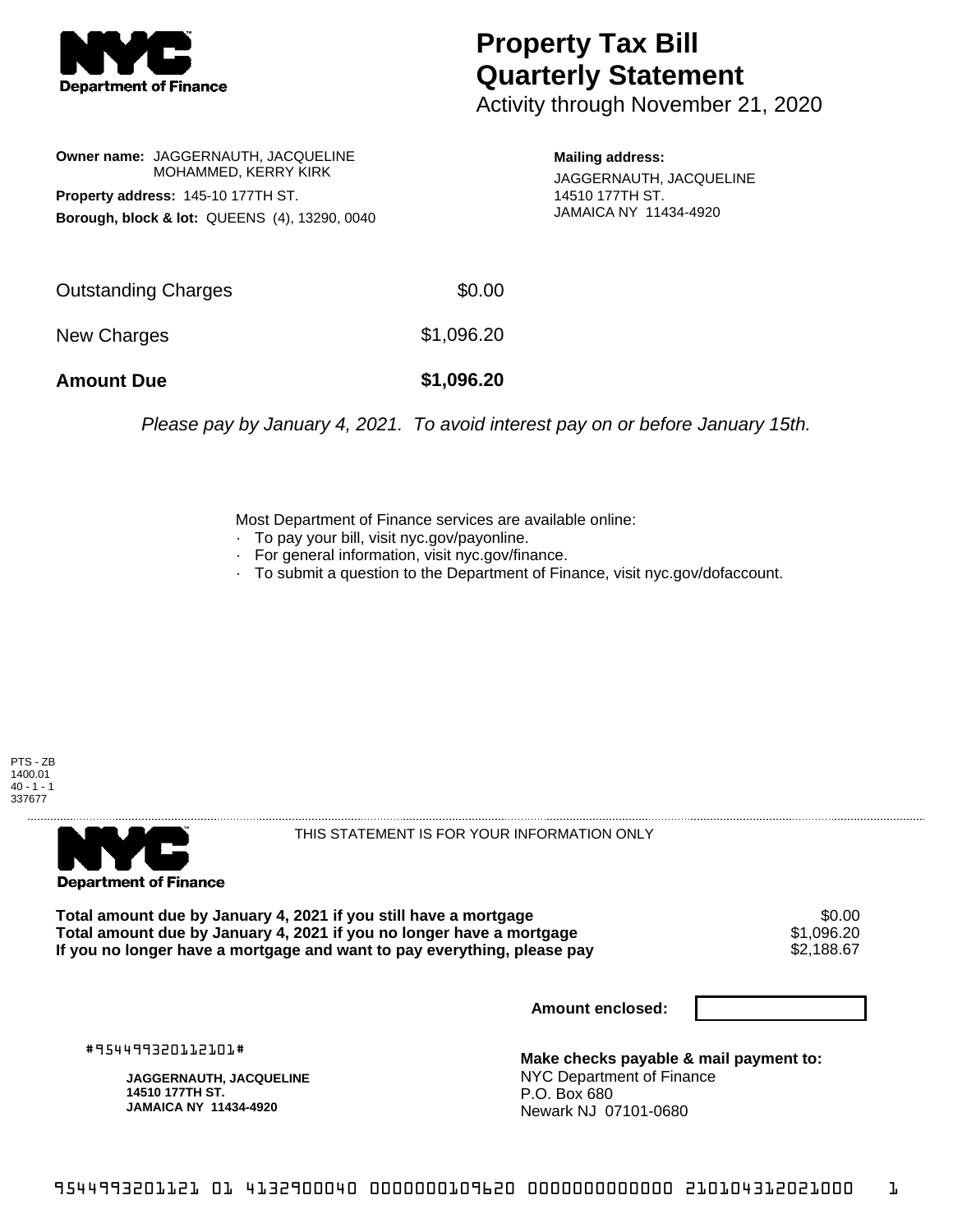# Property Tax Bill Quarterly Statement

Activity through November 21, 2020

**Owner name:** JAGGERNAUTH, JACQUELINE
MOHAMMED, KERRY KIRK

**Property address:** 145-10 177TH ST.

**Borough, block & lot:** QUEENS (4), 13290, 0040

**Mailing address:**
JAGGERNAUTH, JACQUELINE
14510 177TH ST.
JAMAICA NY 11434-4920

| | |
|---|---|
| Outstanding Charges | $0.00 |
| New Charges | $1,096.20 |
| **Amount Due** | **$1,096.20** |

*Please pay by January 4, 2021. To avoid interest pay on or before January 15th.*

Most Department of Finance services are available online:

- To pay your bill, visit nyc.gov/payonline.
- For general information, visit nyc.gov/finance.
- To submit a question to the Department of Finance, visit nyc.gov/dofaccount.

PTS - ZB
1400.01
40 - 1 - 1
337677

THIS STATEMENT IS FOR YOUR INFORMATION ONLY

| | |
|---|---|
| **Total amount due by January 4, 2021 if you still have a mortgage** | $0.00 |
| **Total amount due by January 4, 2021 if you no longer have a mortgage** | $1,096.20 |
| **If you no longer have a mortgage and want to pay everything, please pay** | $2,188.67 |

**Amount enclosed:**

#954499320112101#

**JAGGERNAUTH, JACQUELINE**
**14510 177TH ST.**
**JAMAICA NY 11434-4920**

**Make checks payable & mail payment to:**
NYC Department of Finance
P.O. Box 680
Newark NJ 07101-0680

9544993201121 01 4132900040 0000000109620 0000000000000 210104312021000 1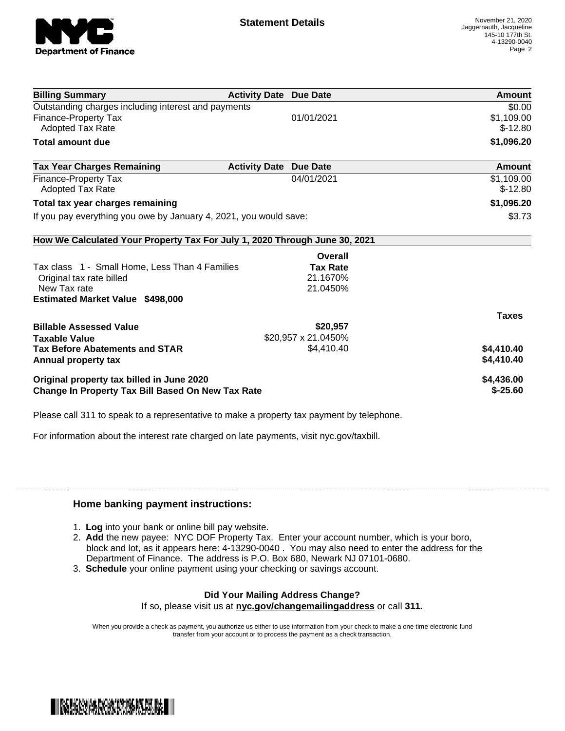## Statement Details

November 21, 2020
Jaggernauth, Jacqueline
145-10 177th St.
4-13290-0040

| Billing Summary | Activity Date | Due Date | Amount |
| --- | --- | --- | --- |
| Outstanding charges including interest and payments | | | $0.00 |
| Finance-Property Tax | | 01/01/2021 | $1,109.00 |
| Adopted Tax Rate | | | $-12.80 |
| **Total amount due** | | | **$1,096.20** |

| Tax Year Charges Remaining | Activity Date | Due Date | Amount |
| --- | --- | --- | --- |
| Finance-Property Tax | | 04/01/2021 | $1,109.00 |
| Adopted Tax Rate | | | $-12.80 |
| **Total tax year charges remaining** | | | **$1,096.20** |
| If you pay everything you owe by January 4, 2021, you would save: | | | $3.73 |

### How We Calculated Your Property Tax For July 1, 2020 Through June 30, 2021

| | Overall Tax Rate | Taxes |
| --- | --- | --- |
| Tax class 1 - Small Home, Less Than 4 Families | | |
| Original tax rate billed | 21.1670% | |
| New Tax rate | 21.0450% | |
| **Estimated Market Value $498,000** | | |
| **Billable Assessed Value** | **$20,957** | |
| **Taxable Value** | $20,957 x 21.0450% | |
| **Tax Before Abatements and STAR** | $4,410.40 | **$4,410.40** |
| **Annual property tax** | | **$4,410.40** |
| **Original property tax billed in June 2020** | | **$4,436.00** |
| **Change In Property Tax Bill Based On New Tax Rate** | | **$-25.60** |

Please call 311 to speak to a representative to make a property tax payment by telephone.

For information about the interest rate charged on late payments, visit nyc.gov/taxbill.

### Home banking payment instructions:

1. **Log** into your bank or online bill pay website.
2. **Add** the new payee: NYC DOF Property Tax. Enter your account number, which is your boro, block and lot, as it appears here: 4-13290-0040 . You may also need to enter the address for the Department of Finance. The address is P.O. Box 680, Newark NJ 07101-0680.
3. **Schedule** your online payment using your checking or savings account.

**Did Your Mailing Address Change?**
If so, please visit us at **nyc.gov/changemailingaddress** or call **311.**

When you provide a check as payment, you authorize us either to use information from your check to make a one-time electronic fund transfer from your account or to process the payment as a check transaction.